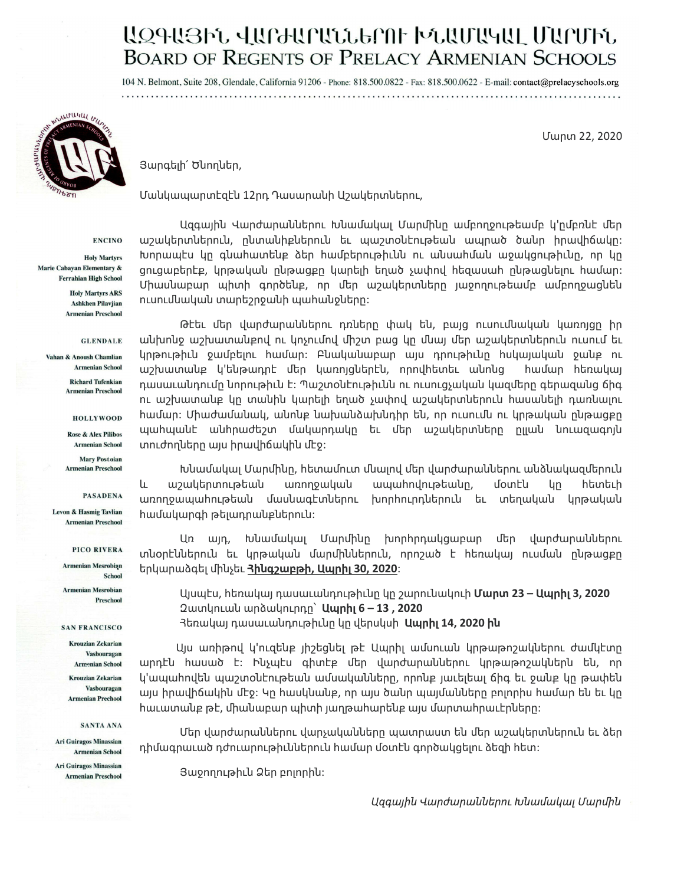# ԱԶԳԱՅԻՆ ՎԱՐԺԱՐԱՆՆԵՐՈՒ ԽՆԱՄԱԿԱԼ ՄԱՐՄԻՆ
# BOARD OF REGENTS OF PRELACY ARMENIAN SCHOOLS

104 N. Belmont, Suite 208, Glendale, California 91206 - Phone: 818.500.0822 - Fax: 818.500.0622 - E-mail: contact@prelacyschools.org

**ENCINO**

Holy Martyrs Marie Cabayan Elementary & Ferrahian High School

Holy Martyrs ARS Ashkhen Pilavjian Armenian Preschool

**GLENDALE**

Vahan & Anoush Chamlian Armenian School

Richard Tufenkian Armenian Preschool

**HOLLYWOOD**

Rose & Alex Pilibos Armenian School

Mary Postoian Armenian Preschool

**PASADENA**

Levon & Hasmig Tavlian Armenian Preschool

**PICO RIVERA**

Armenian Mesrobian School

Armenian Mesrobian Preschool

**SAN FRANCISCO**

Krouzian Zekarian Vasbouragan Armenian School

Krouzian Zekarian Vasbouragan Armenian Prechool

**SANTA ANA**

Ari Guiragos Minassian Armenian School

Ari Guiragos Minassian Armenian Preschool

Մարտ 22, 2020

Յարգելի՛ Ծնողներ,

Մանկապարտէզէն 12րդ Դասարանի Աշակերտներու,

Ազգային Վարժարաններու Խնամակալ Մարմինը ամբողջութեամբ կ'ըմբռնէ մեր աշակերտներուն, ընտանիքներուն եւ պաշտօնէութեան ապրած ծանր իրավիճակը: Խորապէս կը գնահատենք ձեր համբերութիւնն ու անսահման աջակցութիւնը, որ կը ցուցաբերէք, կրթական ընթացքը կարելի եղած չափով հեզասահ ընթացնելու համար: Միասնաբար պիտի գործենք, որ մեր աշակերտները յաջողութեամբ ամբողջացնեն ուսումնական տարեշրջանի պահանջները:

Թէեւ մեր վարժարաններու դռները փակ են, բայց ուսումնական կառոյցը իր անխոնջ աշխատանքով ու կոչումով միշտ բաց կը մնայ մեր աշակերտներուն ուսում եւ կրթութիւն ջամբելու համար: Բնականաբար այս դրութիւնը հսկայական ջանք ու աշխատանք կ'ենթադրէ մեր կառոյցներէն, որովհետեւ անոնց համար հեռակայ դասաւանդումը նորութիւն է: Պաշտօնէութիւնն ու ուսուցչական կազմերը գերազանց ճիգ ու աշխատանք կը տանին կարելի եղած չափով աշակերտներուն հասանելի դառնալու համար: Միաժամանակ, անոնք նախանձախնդիր են, որ ուսումն ու կրթական ընթացքը պահպանէ անհրաժեշտ մակարդակը եւ մեր աշակերտները ըլլան նուազագոյն տուժողները այս իրավիճակին մէջ:

Խնամակալ Մարմինը, հետամուտ մնալով մեր վարժարաններու անձնակազմերուն և աշակերտութեան առողջական ապահովութեանը, մօտէն կը հետեւի առողջապահութեան մասնագէտներու խորհուրդներուն եւ տեղական կրթական համակարգի թելադրանքներուն:

Առ այդ, Խնամակալ Մարմինը խորհրդակցաբար մեր վարժարաններու տնօրէններուն եւ կրթական մարմիններուն, որոշած է հեռակայ ուսման ընթացքը երկարաձգել մինչեւ **Հինգշաբթի, Ապրիլ 30, 2020**:

> Այսպէս, հեռակայ դասաւանդութիւնը կը շարունակուի **Մարտ 23 – Ապրիլ 3, 2020**
> Զատկուան արձակուրդը՝ **Ապրիլ 6 – 13 , 2020**
> Հեռակայ դասաւանդութիւնը կը վերսկսի **Ապրիլ 14, 2020 ին**

Այս առիթով կ'ուզենք յիշեցնել թէ Ապրիլ ամսուան կրթաթոշակներու ժամկէտը արդէն հասած է: Ինչպէս գիտէք մեր վարժարաններու կրթաթոշակներն են, որ կ'ապահովեն պաշտօնէութեան ամսականները, որոնք յաւելեալ ճիգ եւ ջանք կը թափեն այս իրավիճակին մէջ: Կը հասկնանք, որ այս ծանր պայմանները բոլորիս համար են եւ կը հաւատանք թէ, միաբանար պիտի յաղթահարենք այս մարտահրաւէրները:

Մեր վարժարաններու վարչականները պատրաստ են մեր աշակերտներուն եւ ձեր դիմագրաւած դժուարութիւններուն համար մօտէն գործակցելու ձեզի հետ:

Յաջողութիւն Ձեր բոլորին:

*Ազգային Վարժարաններու Խնամակալ Մարմին*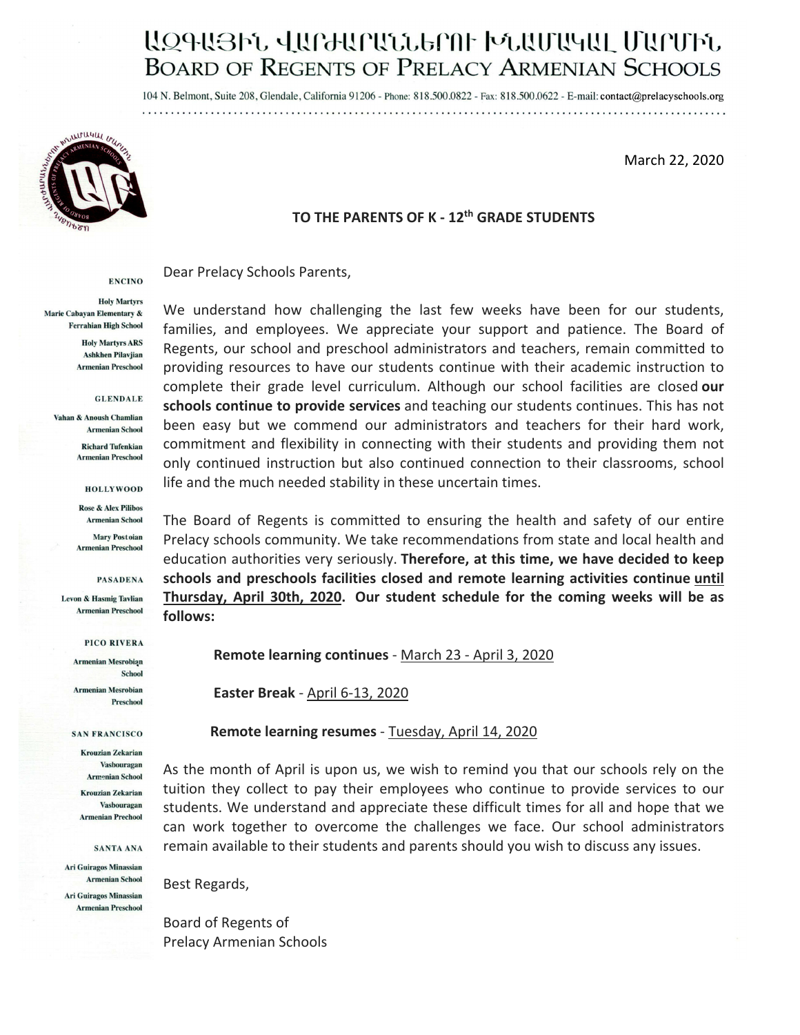# ԱԶԳԱՅԻՆ ՎԱՐԺԱՐԱՆՆԵՐՈՒ ԽՆԱՄԱԿԱԼ ՄԱՐՄԻՆ
# BOARD OF REGENTS OF PRELACY ARMENIAN SCHOOLS

104 N. Belmont, Suite 208, Glendale, California 91206 - Phone: 818.500.0822 - Fax: 818.500.0622 - E-mail: contact@prelacyschools.org

March 22, 2020

**TO THE PARENTS OF K - 12th GRADE STUDENTS**

**ENCINO**

Holy Martyrs Marie Cabayan Elementary & Ferrahian High School

Holy Martyrs ARS Ashkhen Pilavjian Armenian Preschool

**GLENDALE**

Vahan & Anoush Chamlian Armenian School

Richard Tufenkian Armenian Preschool

**HOLLYWOOD**

Rose & Alex Pilibos Armenian School

Mary Postoian Armenian Preschool

**PASADENA**

Levon & Hasmig Tavlian Armenian Preschool

**PICO RIVERA**

Armenian Mesrobian School

Armenian Mesrobian Preschool

**SAN FRANCISCO**

Krouzian Zekarian Vasbouragan Armenian School

Krouzian Zekarian Vasbouragan Armenian Prechool

**SANTA ANA**

Ari Guiragos Minassian Armenian School

Ari Guiragos Minassian Armenian Preschool

Dear Prelacy Schools Parents,

We understand how challenging the last few weeks have been for our students, families, and employees. We appreciate your support and patience. The Board of Regents, our school and preschool administrators and teachers, remain committed to providing resources to have our students continue with their academic instruction to complete their grade level curriculum. Although our school facilities are closed **our schools continue to provide services** and teaching our students continues. This has not been easy but we commend our administrators and teachers for their hard work, commitment and flexibility in connecting with their students and providing them not only continued instruction but also continued connection to their classrooms, school life and the much needed stability in these uncertain times.

The Board of Regents is committed to ensuring the health and safety of our entire Prelacy schools community. We take recommendations from state and local health and education authorities very seriously. **Therefore, at this time, we have decided to keep schools and preschools facilities closed and remote learning activities continue until Thursday, April 30th, 2020. Our student schedule for the coming weeks will be as follows:**

**Remote learning continues** - March 23 - April 3, 2020

**Easter Break** - April 6-13, 2020

**Remote learning resumes** - Tuesday, April 14, 2020

As the month of April is upon us, we wish to remind you that our schools rely on the tuition they collect to pay their employees who continue to provide services to our students. We understand and appreciate these difficult times for all and hope that we can work together to overcome the challenges we face. Our school administrators remain available to their students and parents should you wish to discuss any issues.

Best Regards,

Board of Regents of
Prelacy Armenian Schools